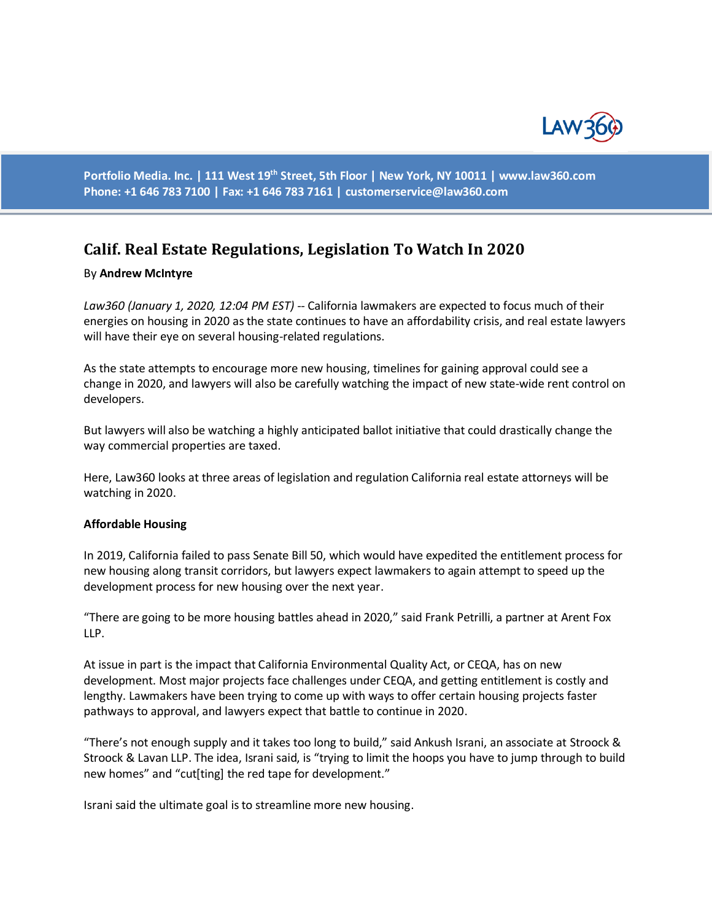Portfolio Media. Inc. | 111 West 19th Street, 5th Floor | New York, NY 10011 | www.law360.com
Phone: +1 646 783 7100 | Fax: +1 646 783 7161 | customerservice@law360.com

# Calif. Real Estate Regulations, Legislation To Watch In 2020

By **Andrew McIntyre**

*Law360 (January 1, 2020, 12:04 PM EST)* -- California lawmakers are expected to focus much of their energies on housing in 2020 as the state continues to have an affordability crisis, and real estate lawyers will have their eye on several housing-related regulations.

As the state attempts to encourage more new housing, timelines for gaining approval could see a change in 2020, and lawyers will also be carefully watching the impact of new state-wide rent control on developers.

But lawyers will also be watching a highly anticipated ballot initiative that could drastically change the way commercial properties are taxed.

Here, Law360 looks at three areas of legislation and regulation California real estate attorneys will be watching in 2020.

**Affordable Housing**

In 2019, California failed to pass Senate Bill 50, which would have expedited the entitlement process for new housing along transit corridors, but lawyers expect lawmakers to again attempt to speed up the development process for new housing over the next year.

"There are going to be more housing battles ahead in 2020," said Frank Petrilli, a partner at Arent Fox LLP.

At issue in part is the impact that California Environmental Quality Act, or CEQA, has on new development. Most major projects face challenges under CEQA, and getting entitlement is costly and lengthy. Lawmakers have been trying to come up with ways to offer certain housing projects faster pathways to approval, and lawyers expect that battle to continue in 2020.

"There's not enough supply and it takes too long to build," said Ankush Israni, an associate at Stroock & Stroock & Lavan LLP. The idea, Israni said, is "trying to limit the hoops you have to jump through to build new homes" and "cut[ting] the red tape for development."

Israni said the ultimate goal is to streamline more new housing.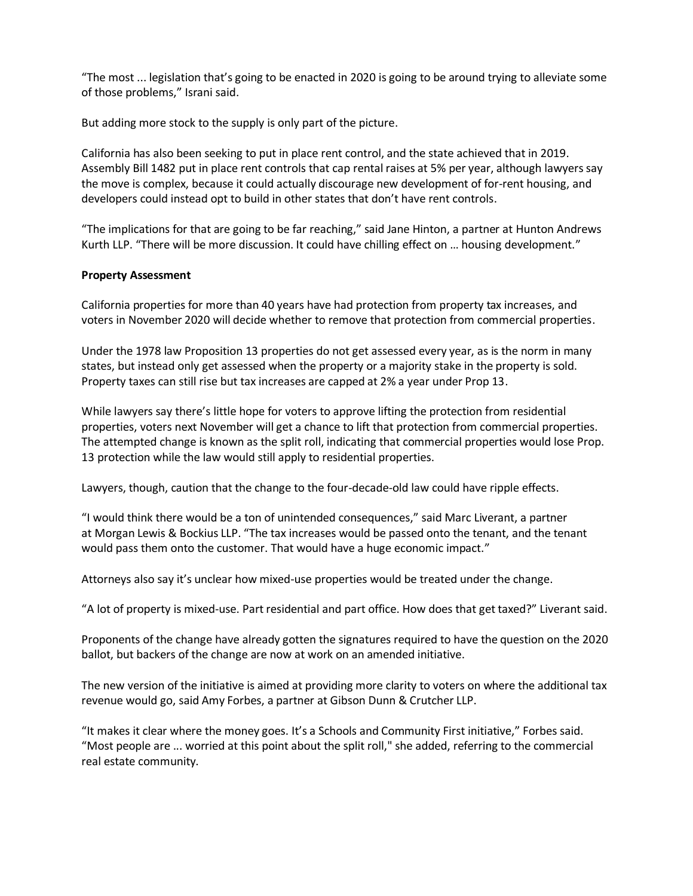“The most ... legislation that’s going to be enacted in 2020 is going to be around trying to alleviate some of those problems,” Israni said.

But adding more stock to the supply is only part of the picture.

California has also been seeking to put in place rent control, and the state achieved that in 2019. Assembly Bill 1482 put in place rent controls that cap rental raises at 5% per year, although lawyers say the move is complex, because it could actually discourage new development of for-rent housing, and developers could instead opt to build in other states that don’t have rent controls.

“The implications for that are going to be far reaching,” said Jane Hinton, a partner at Hunton Andrews Kurth LLP. “There will be more discussion. It could have chilling effect on … housing development.”

**Property Assessment**

California properties for more than 40 years have had protection from property tax increases, and voters in November 2020 will decide whether to remove that protection from commercial properties.

Under the 1978 law Proposition 13 properties do not get assessed every year, as is the norm in many states, but instead only get assessed when the property or a majority stake in the property is sold. Property taxes can still rise but tax increases are capped at 2% a year under Prop 13.

While lawyers say there’s little hope for voters to approve lifting the protection from residential properties, voters next November will get a chance to lift that protection from commercial properties. The attempted change is known as the split roll, indicating that commercial properties would lose Prop. 13 protection while the law would still apply to residential properties.

Lawyers, though, caution that the change to the four-decade-old law could have ripple effects.

“I would think there would be a ton of unintended consequences,” said Marc Liverant, a partner at Morgan Lewis & Bockius LLP. “The tax increases would be passed onto the tenant, and the tenant would pass them onto the customer. That would have a huge economic impact.”

Attorneys also say it’s unclear how mixed-use properties would be treated under the change.

“A lot of property is mixed-use. Part residential and part office. How does that get taxed?” Liverant said.

Proponents of the change have already gotten the signatures required to have the question on the 2020 ballot, but backers of the change are now at work on an amended initiative.

The new version of the initiative is aimed at providing more clarity to voters on where the additional tax revenue would go, said Amy Forbes, a partner at Gibson Dunn & Crutcher LLP.

“It makes it clear where the money goes. It’s a Schools and Community First initiative,” Forbes said. “Most people are ... worried at this point about the split roll," she added, referring to the commercial real estate community.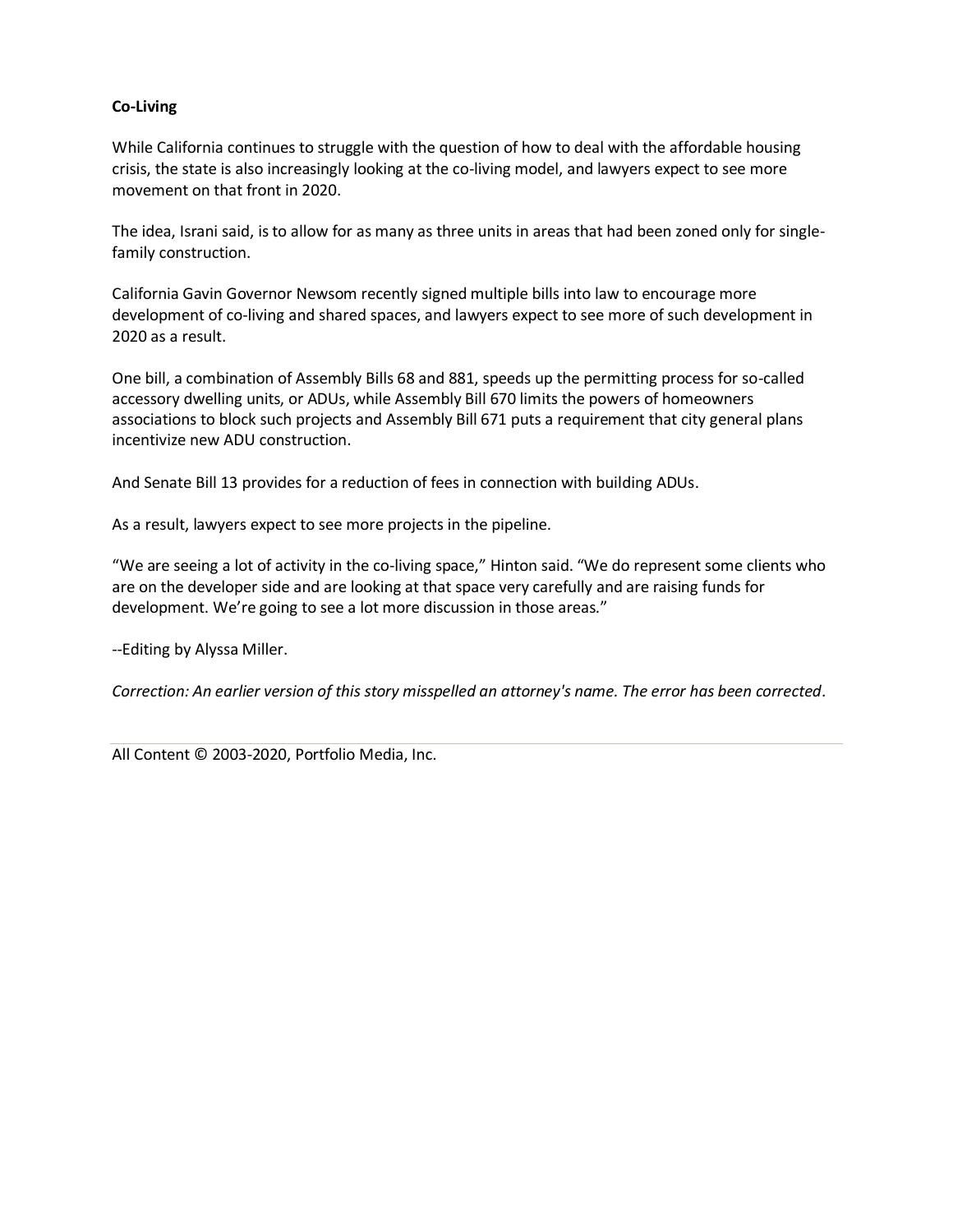**Co-Living**

While California continues to struggle with the question of how to deal with the affordable housing crisis, the state is also increasingly looking at the co-living model, and lawyers expect to see more movement on that front in 2020.

The idea, Israni said, is to allow for as many as three units in areas that had been zoned only for single-family construction.

California Gavin Governor Newsom recently signed multiple bills into law to encourage more development of co-living and shared spaces, and lawyers expect to see more of such development in 2020 as a result.

One bill, a combination of Assembly Bills 68 and 881, speeds up the permitting process for so-called accessory dwelling units, or ADUs, while Assembly Bill 670 limits the powers of homeowners associations to block such projects and Assembly Bill 671 puts a requirement that city general plans incentivize new ADU construction.

And Senate Bill 13 provides for a reduction of fees in connection with building ADUs.

As a result, lawyers expect to see more projects in the pipeline.

"We are seeing a lot of activity in the co-living space," Hinton said. "We do represent some clients who are on the developer side and are looking at that space very carefully and are raising funds for development. We're going to see a lot more discussion in those areas."

--Editing by Alyssa Miller.

*Correction: An earlier version of this story misspelled an attorney's name. The error has been corrected.*

---

All Content © 2003-2020, Portfolio Media, Inc.